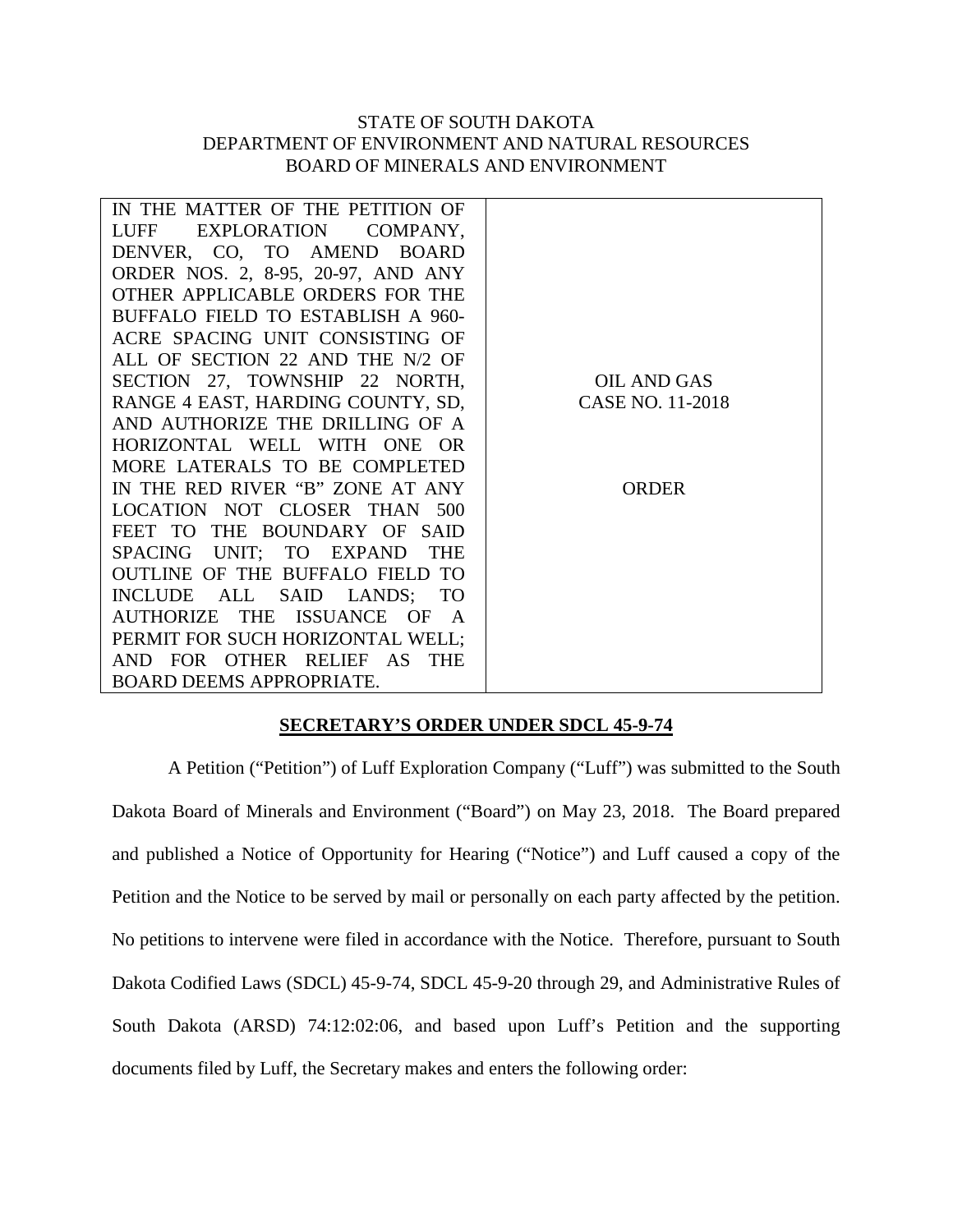STATE OF SOUTH DAKOTA
DEPARTMENT OF ENVIRONMENT AND NATURAL RESOURCES
BOARD OF MINERALS AND ENVIRONMENT

| IN THE MATTER OF THE PETITION OF LUFF EXPLORATION COMPANY, DENVER, CO, TO AMEND BOARD ORDER NOS. 2, 8-95, 20-97, AND ANY OTHER APPLICABLE ORDERS FOR THE BUFFALO FIELD TO ESTABLISH A 960-ACRE SPACING UNIT CONSISTING OF ALL OF SECTION 22 AND THE N/2 OF SECTION 27, TOWNSHIP 22 NORTH, RANGE 4 EAST, HARDING COUNTY, SD, AND AUTHORIZE THE DRILLING OF A HORIZONTAL WELL WITH ONE OR MORE LATERALS TO BE COMPLETED IN THE RED RIVER "B" ZONE AT ANY LOCATION NOT CLOSER THAN 500 FEET TO THE BOUNDARY OF SAID SPACING UNIT; TO EXPAND THE OUTLINE OF THE BUFFALO FIELD TO INCLUDE ALL SAID LANDS; TO AUTHORIZE THE ISSUANCE OF A PERMIT FOR SUCH HORIZONTAL WELL; AND FOR OTHER RELIEF AS THE BOARD DEEMS APPROPRIATE. | OIL AND GAS CASE NO. 11-2018<br><br>ORDER |
|---|---|

**SECRETARY'S ORDER UNDER SDCL 45-9-74**

A Petition ("Petition") of Luff Exploration Company ("Luff") was submitted to the South Dakota Board of Minerals and Environment ("Board") on May 23, 2018. The Board prepared and published a Notice of Opportunity for Hearing ("Notice") and Luff caused a copy of the Petition and the Notice to be served by mail or personally on each party affected by the petition. No petitions to intervene were filed in accordance with the Notice. Therefore, pursuant to South Dakota Codified Laws (SDCL) 45-9-74, SDCL 45-9-20 through 29, and Administrative Rules of South Dakota (ARSD) 74:12:02:06, and based upon Luff's Petition and the supporting documents filed by Luff, the Secretary makes and enters the following order: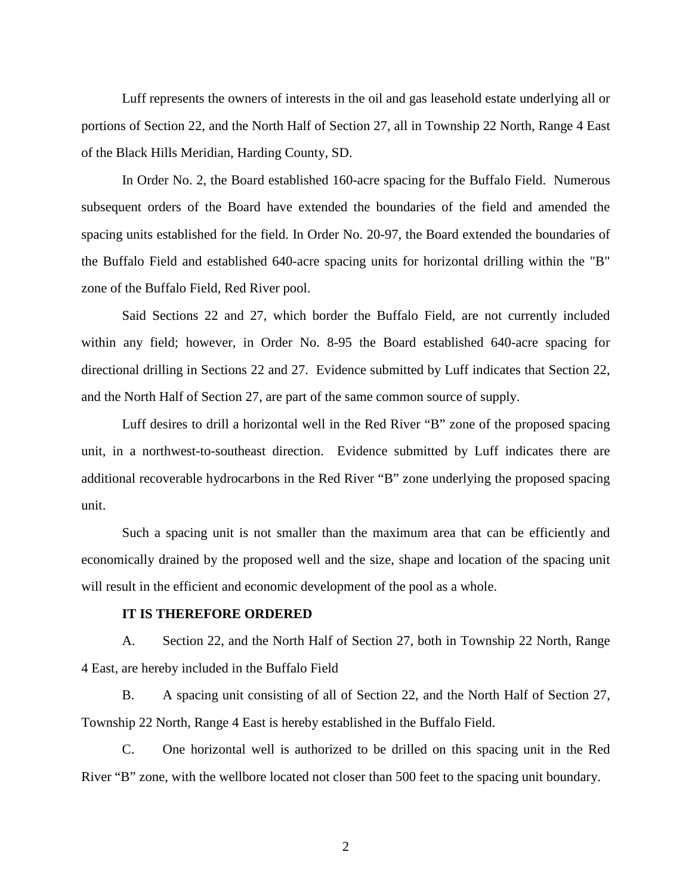Luff represents the owners of interests in the oil and gas leasehold estate underlying all or portions of Section 22, and the North Half of Section 27, all in Township 22 North, Range 4 East of the Black Hills Meridian, Harding County, SD.

In Order No. 2, the Board established 160-acre spacing for the Buffalo Field. Numerous subsequent orders of the Board have extended the boundaries of the field and amended the spacing units established for the field. In Order No. 20-97, the Board extended the boundaries of the Buffalo Field and established 640-acre spacing units for horizontal drilling within the "B" zone of the Buffalo Field, Red River pool.

Said Sections 22 and 27, which border the Buffalo Field, are not currently included within any field; however, in Order No. 8-95 the Board established 640-acre spacing for directional drilling in Sections 22 and 27. Evidence submitted by Luff indicates that Section 22, and the North Half of Section 27, are part of the same common source of supply.

Luff desires to drill a horizontal well in the Red River "B" zone of the proposed spacing unit, in a northwest-to-southeast direction. Evidence submitted by Luff indicates there are additional recoverable hydrocarbons in the Red River "B" zone underlying the proposed spacing unit.

Such a spacing unit is not smaller than the maximum area that can be efficiently and economically drained by the proposed well and the size, shape and location of the spacing unit will result in the efficient and economic development of the pool as a whole.

**IT IS THEREFORE ORDERED**

A. Section 22, and the North Half of Section 27, both in Township 22 North, Range 4 East, are hereby included in the Buffalo Field

B. A spacing unit consisting of all of Section 22, and the North Half of Section 27, Township 22 North, Range 4 East is hereby established in the Buffalo Field.

C. One horizontal well is authorized to be drilled on this spacing unit in the Red River "B" zone, with the wellbore located not closer than 500 feet to the spacing unit boundary.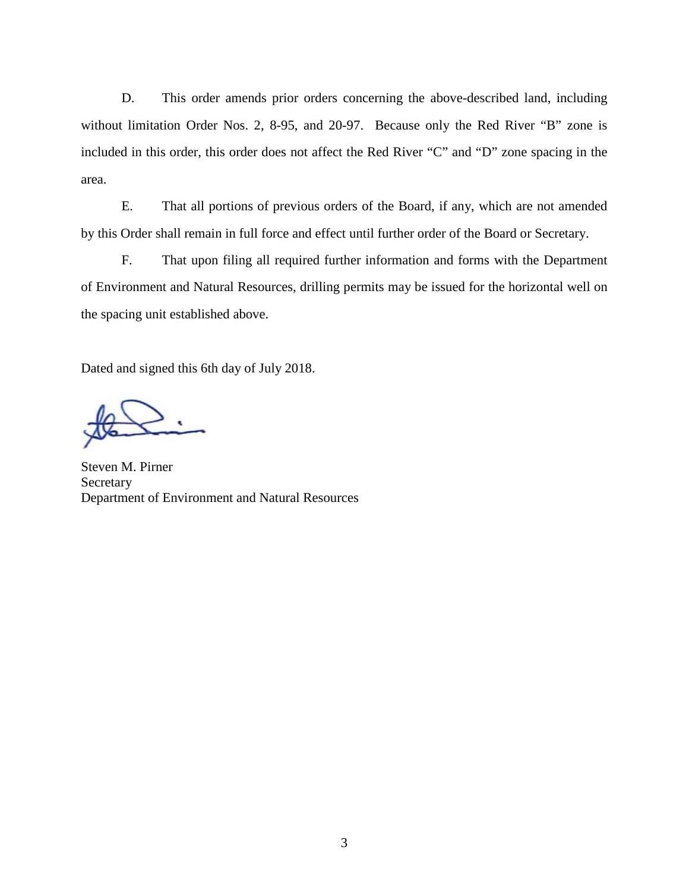D. This order amends prior orders concerning the above-described land, including without limitation Order Nos. 2, 8-95, and 20-97. Because only the Red River "B" zone is included in this order, this order does not affect the Red River "C" and "D" zone spacing in the area.

E. That all portions of previous orders of the Board, if any, which are not amended by this Order shall remain in full force and effect until further order of the Board or Secretary.

F. That upon filing all required further information and forms with the Department of Environment and Natural Resources, drilling permits may be issued for the horizontal well on the spacing unit established above.

Dated and signed this 6th day of July 2018.

Steven M. Pirner
Secretary
Department of Environment and Natural Resources